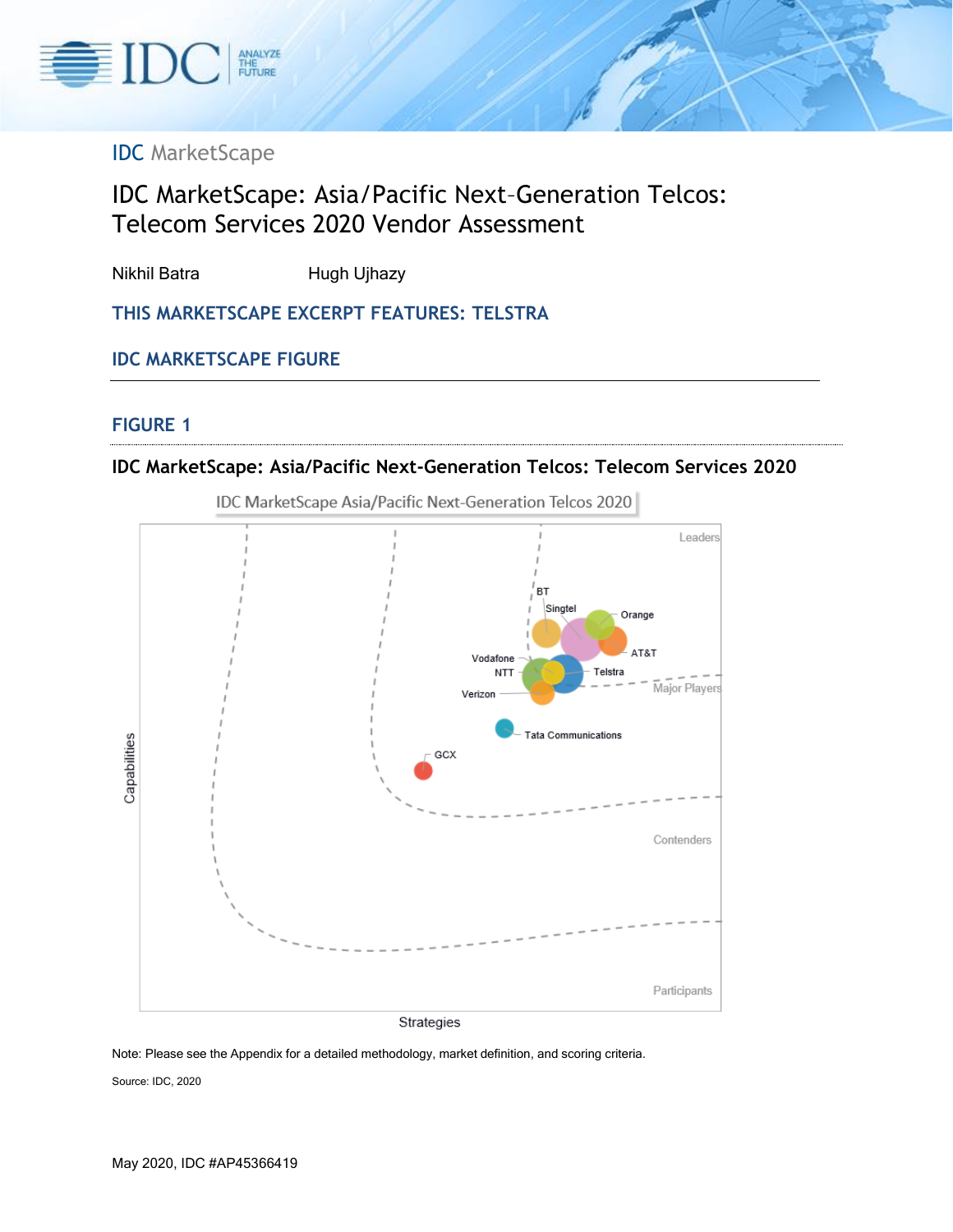IDC MarketScape

# IDC MarketScape: Asia/Pacific Next-Generation Telcos: Telecom Services 2020 Vendor Assessment

Nikhil Batra Hugh Ujhazy

## THIS MARKETSCAPE EXCERPT FEATURES: TELSTRA

## IDC MARKETSCAPE FIGURE

### FIGURE 1

**IDC MarketScape: Asia/Pacific Next-Generation Telcos: Telecom Services 2020**

IDC MarketScape Asia/Pacific Next-Generation Telcos 2020

Leaders
BT
Singtel
Orange
AT&T
Vodafone
NTT
Telstra
Major Players
Verizon
Tata Communications
GCX
Contenders
Participants
Capabilities
Strategies

Note: Please see the Appendix for a detailed methodology, market definition, and scoring criteria.

Source: IDC, 2020

May 2020, IDC #AP45366419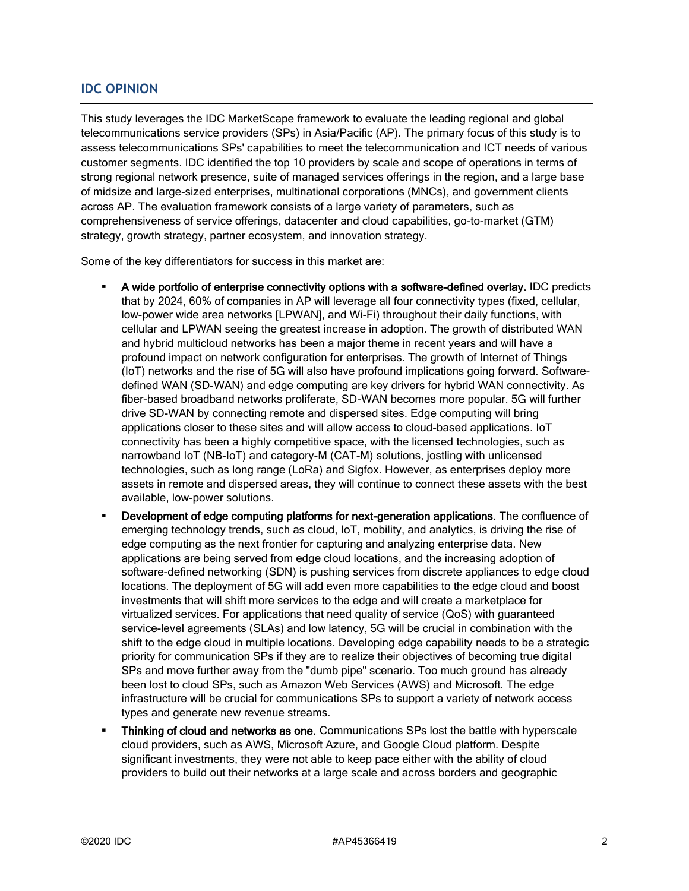## IDC OPINION

This study leverages the IDC MarketScape framework to evaluate the leading regional and global telecommunications service providers (SPs) in Asia/Pacific (AP). The primary focus of this study is to assess telecommunications SPs' capabilities to meet the telecommunication and ICT needs of various customer segments. IDC identified the top 10 providers by scale and scope of operations in terms of strong regional network presence, suite of managed services offerings in the region, and a large base of midsize and large-sized enterprises, multinational corporations (MNCs), and government clients across AP. The evaluation framework consists of a large variety of parameters, such as comprehensiveness of service offerings, datacenter and cloud capabilities, go-to-market (GTM) strategy, growth strategy, partner ecosystem, and innovation strategy.

Some of the key differentiators for success in this market are:

- **A wide portfolio of enterprise connectivity options with a software-defined overlay.** IDC predicts that by 2024, 60% of companies in AP will leverage all four connectivity types (fixed, cellular, low-power wide area networks [LPWAN], and Wi-Fi) throughout their daily functions, with cellular and LPWAN seeing the greatest increase in adoption. The growth of distributed WAN and hybrid multicloud networks has been a major theme in recent years and will have a profound impact on network configuration for enterprises. The growth of Internet of Things (IoT) networks and the rise of 5G will also have profound implications going forward. Software-defined WAN (SD-WAN) and edge computing are key drivers for hybrid WAN connectivity. As fiber-based broadband networks proliferate, SD-WAN becomes more popular. 5G will further drive SD-WAN by connecting remote and dispersed sites. Edge computing will bring applications closer to these sites and will allow access to cloud-based applications. IoT connectivity has been a highly competitive space, with the licensed technologies, such as narrowband IoT (NB-IoT) and category-M (CAT-M) solutions, jostling with unlicensed technologies, such as long range (LoRa) and Sigfox. However, as enterprises deploy more assets in remote and dispersed areas, they will continue to connect these assets with the best available, low-power solutions.
- **Development of edge computing platforms for next-generation applications.** The confluence of emerging technology trends, such as cloud, IoT, mobility, and analytics, is driving the rise of edge computing as the next frontier for capturing and analyzing enterprise data. New applications are being served from edge cloud locations, and the increasing adoption of software-defined networking (SDN) is pushing services from discrete appliances to edge cloud locations. The deployment of 5G will add even more capabilities to the edge cloud and boost investments that will shift more services to the edge and will create a marketplace for virtualized services. For applications that need quality of service (QoS) with guaranteed service-level agreements (SLAs) and low latency, 5G will be crucial in combination with the shift to the edge cloud in multiple locations. Developing edge capability needs to be a strategic priority for communication SPs if they are to realize their objectives of becoming true digital SPs and move further away from the "dumb pipe" scenario. Too much ground has already been lost to cloud SPs, such as Amazon Web Services (AWS) and Microsoft. The edge infrastructure will be crucial for communications SPs to support a variety of network access types and generate new revenue streams.
- **Thinking of cloud and networks as one.** Communications SPs lost the battle with hyperscale cloud providers, such as AWS, Microsoft Azure, and Google Cloud platform. Despite significant investments, they were not able to keep pace either with the ability of cloud providers to build out their networks at a large scale and across borders and geographic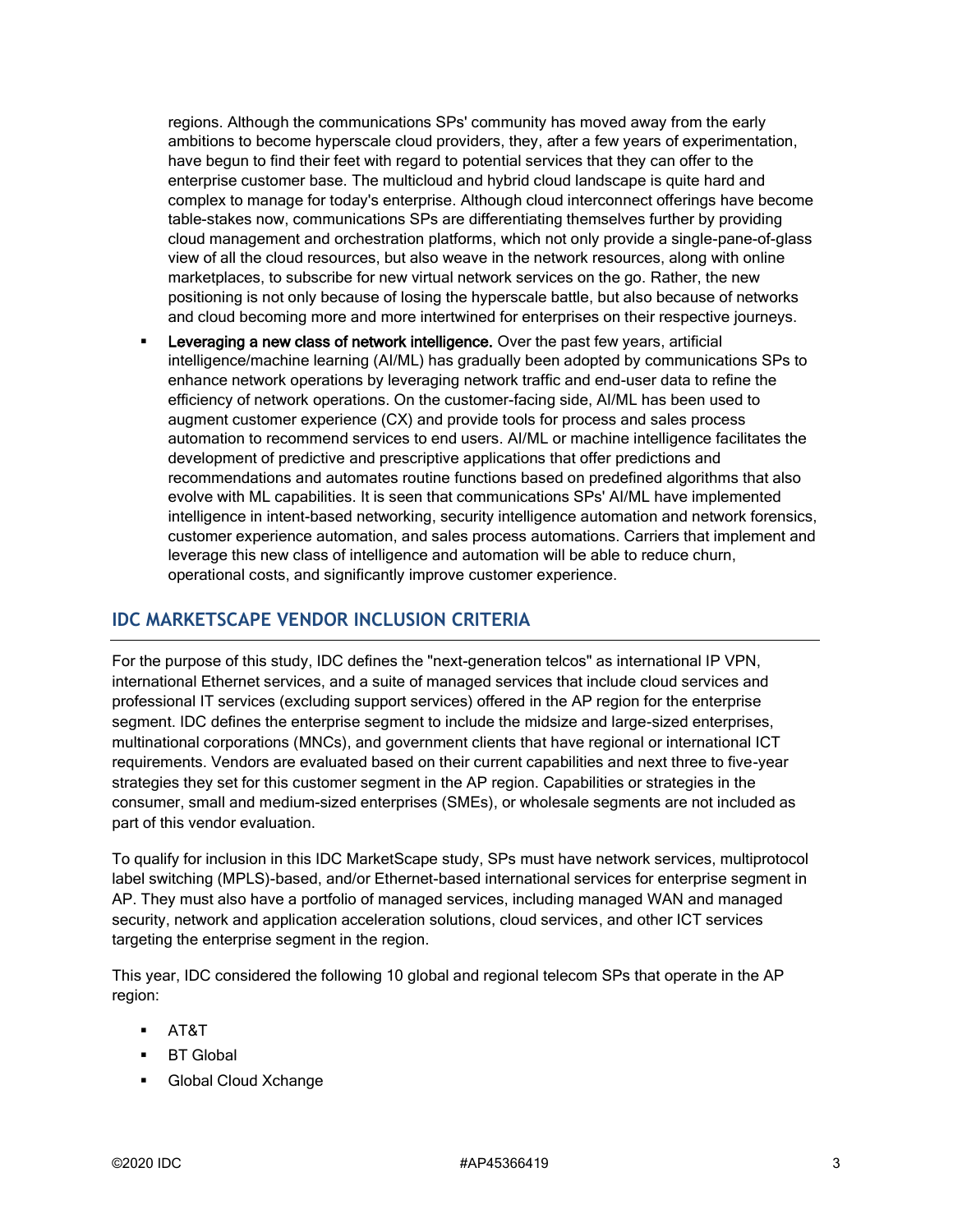regions. Although the communications SPs' community has moved away from the early ambitions to become hyperscale cloud providers, they, after a few years of experimentation, have begun to find their feet with regard to potential services that they can offer to the enterprise customer base. The multicloud and hybrid cloud landscape is quite hard and complex to manage for today's enterprise. Although cloud interconnect offerings have become table-stakes now, communications SPs are differentiating themselves further by providing cloud management and orchestration platforms, which not only provide a single-pane-of-glass view of all the cloud resources, but also weave in the network resources, along with online marketplaces, to subscribe for new virtual network services on the go. Rather, the new positioning is not only because of losing the hyperscale battle, but also because of networks and cloud becoming more and more intertwined for enterprises on their respective journeys.

- **Leveraging a new class of network intelligence.** Over the past few years, artificial intelligence/machine learning (AI/ML) has gradually been adopted by communications SPs to enhance network operations by leveraging network traffic and end-user data to refine the efficiency of network operations. On the customer-facing side, AI/ML has been used to augment customer experience (CX) and provide tools for process and sales process automation to recommend services to end users. AI/ML or machine intelligence facilitates the development of predictive and prescriptive applications that offer predictions and recommendations and automates routine functions based on predefined algorithms that also evolve with ML capabilities. It is seen that communications SPs' AI/ML have implemented intelligence in intent-based networking, security intelligence automation and network forensics, customer experience automation, and sales process automations. Carriers that implement and leverage this new class of intelligence and automation will be able to reduce churn, operational costs, and significantly improve customer experience.

## IDC MARKETSCAPE VENDOR INCLUSION CRITERIA

For the purpose of this study, IDC defines the "next-generation telcos" as international IP VPN, international Ethernet services, and a suite of managed services that include cloud services and professional IT services (excluding support services) offered in the AP region for the enterprise segment. IDC defines the enterprise segment to include the midsize and large-sized enterprises, multinational corporations (MNCs), and government clients that have regional or international ICT requirements. Vendors are evaluated based on their current capabilities and next three to five-year strategies they set for this customer segment in the AP region. Capabilities or strategies in the consumer, small and medium-sized enterprises (SMEs), or wholesale segments are not included as part of this vendor evaluation.

To qualify for inclusion in this IDC MarketScape study, SPs must have network services, multiprotocol label switching (MPLS)-based, and/or Ethernet-based international services for enterprise segment in AP. They must also have a portfolio of managed services, including managed WAN and managed security, network and application acceleration solutions, cloud services, and other ICT services targeting the enterprise segment in the region.

This year, IDC considered the following 10 global and regional telecom SPs that operate in the AP region:

- AT&T
- BT Global
- Global Cloud Xchange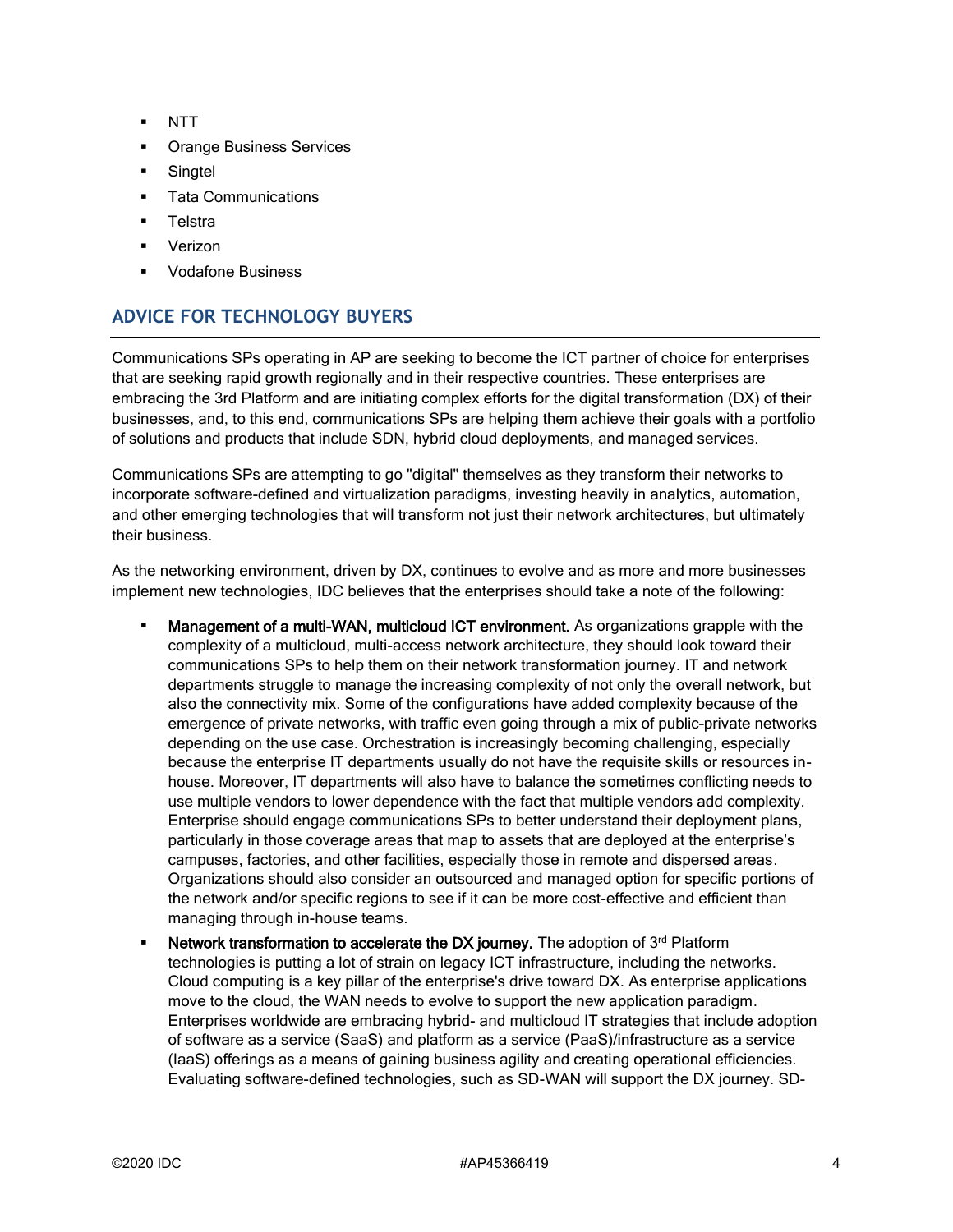- NTT
- Orange Business Services
- Singtel
- Tata Communications
- Telstra
- Verizon
- Vodafone Business

## ADVICE FOR TECHNOLOGY BUYERS

Communications SPs operating in AP are seeking to become the ICT partner of choice for enterprises that are seeking rapid growth regionally and in their respective countries. These enterprises are embracing the 3rd Platform and are initiating complex efforts for the digital transformation (DX) of their businesses, and, to this end, communications SPs are helping them achieve their goals with a portfolio of solutions and products that include SDN, hybrid cloud deployments, and managed services.

Communications SPs are attempting to go "digital" themselves as they transform their networks to incorporate software-defined and virtualization paradigms, investing heavily in analytics, automation, and other emerging technologies that will transform not just their network architectures, but ultimately their business.

As the networking environment, driven by DX, continues to evolve and as more and more businesses implement new technologies, IDC believes that the enterprises should take a note of the following:

- **Management of a multi-WAN, multicloud ICT environment.** As organizations grapple with the complexity of a multicloud, multi-access network architecture, they should look toward their communications SPs to help them on their network transformation journey. IT and network departments struggle to manage the increasing complexity of not only the overall network, but also the connectivity mix. Some of the configurations have added complexity because of the emergence of private networks, with traffic even going through a mix of public-private networks depending on the use case. Orchestration is increasingly becoming challenging, especially because the enterprise IT departments usually do not have the requisite skills or resources in-house. Moreover, IT departments will also have to balance the sometimes conflicting needs to use multiple vendors to lower dependence with the fact that multiple vendors add complexity. Enterprise should engage communications SPs to better understand their deployment plans, particularly in those coverage areas that map to assets that are deployed at the enterprise's campuses, factories, and other facilities, especially those in remote and dispersed areas. Organizations should also consider an outsourced and managed option for specific portions of the network and/or specific regions to see if it can be more cost-effective and efficient than managing through in-house teams.
- **Network transformation to accelerate the DX journey.** The adoption of 3rd Platform technologies is putting a lot of strain on legacy ICT infrastructure, including the networks. Cloud computing is a key pillar of the enterprise's drive toward DX. As enterprise applications move to the cloud, the WAN needs to evolve to support the new application paradigm. Enterprises worldwide are embracing hybrid- and multicloud IT strategies that include adoption of software as a service (SaaS) and platform as a service (PaaS)/infrastructure as a service (IaaS) offerings as a means of gaining business agility and creating operational efficiencies. Evaluating software-defined technologies, such as SD-WAN will support the DX journey. SD-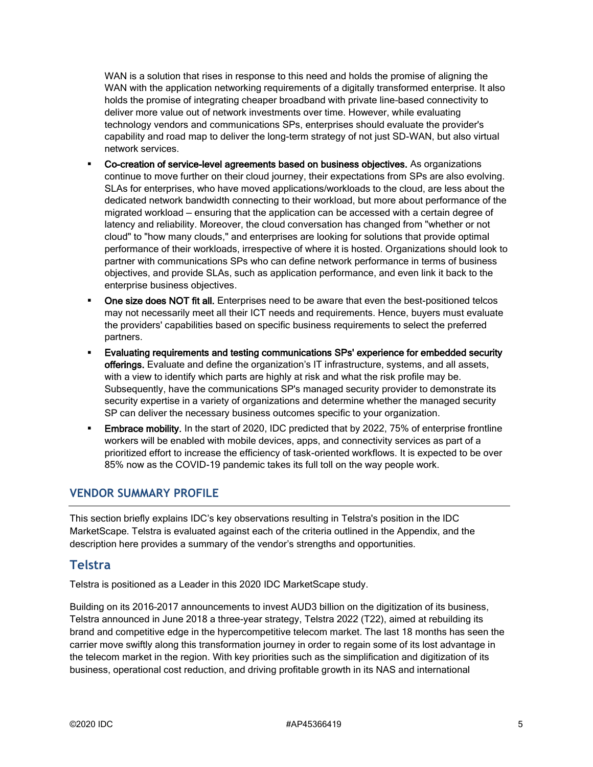WAN is a solution that rises in response to this need and holds the promise of aligning the WAN with the application networking requirements of a digitally transformed enterprise. It also holds the promise of integrating cheaper broadband with private line–based connectivity to deliver more value out of network investments over time. However, while evaluating technology vendors and communications SPs, enterprises should evaluate the provider's capability and road map to deliver the long-term strategy of not just SD-WAN, but also virtual network services.

- **Co-creation of service-level agreements based on business objectives.** As organizations continue to move further on their cloud journey, their expectations from SPs are also evolving. SLAs for enterprises, who have moved applications/workloads to the cloud, are less about the dedicated network bandwidth connecting to their workload, but more about performance of the migrated workload — ensuring that the application can be accessed with a certain degree of latency and reliability. Moreover, the cloud conversation has changed from "whether or not cloud" to "how many clouds," and enterprises are looking for solutions that provide optimal performance of their workloads, irrespective of where it is hosted. Organizations should look to partner with communications SPs who can define network performance in terms of business objectives, and provide SLAs, such as application performance, and even link it back to the enterprise business objectives.
- **One size does NOT fit all.** Enterprises need to be aware that even the best-positioned telcos may not necessarily meet all their ICT needs and requirements. Hence, buyers must evaluate the providers' capabilities based on specific business requirements to select the preferred partners.
- **Evaluating requirements and testing communications SPs' experience for embedded security offerings.** Evaluate and define the organization's IT infrastructure, systems, and all assets, with a view to identify which parts are highly at risk and what the risk profile may be. Subsequently, have the communications SP's managed security provider to demonstrate its security expertise in a variety of organizations and determine whether the managed security SP can deliver the necessary business outcomes specific to your organization.
- **Embrace mobility.** In the start of 2020, IDC predicted that by 2022, 75% of enterprise frontline workers will be enabled with mobile devices, apps, and connectivity services as part of a prioritized effort to increase the efficiency of task-oriented workflows. It is expected to be over 85% now as the COVID-19 pandemic takes its full toll on the way people work.

## VENDOR SUMMARY PROFILE

This section briefly explains IDC's key observations resulting in Telstra's position in the IDC MarketScape. Telstra is evaluated against each of the criteria outlined in the Appendix, and the description here provides a summary of the vendor's strengths and opportunities.

## Telstra

Telstra is positioned as a Leader in this 2020 IDC MarketScape study.

Building on its 2016–2017 announcements to invest AUD3 billion on the digitization of its business, Telstra announced in June 2018 a three-year strategy, Telstra 2022 (T22), aimed at rebuilding its brand and competitive edge in the hypercompetitive telecom market. The last 18 months has seen the carrier move swiftly along this transformation journey in order to regain some of its lost advantage in the telecom market in the region. With key priorities such as the simplification and digitization of its business, operational cost reduction, and driving profitable growth in its NAS and international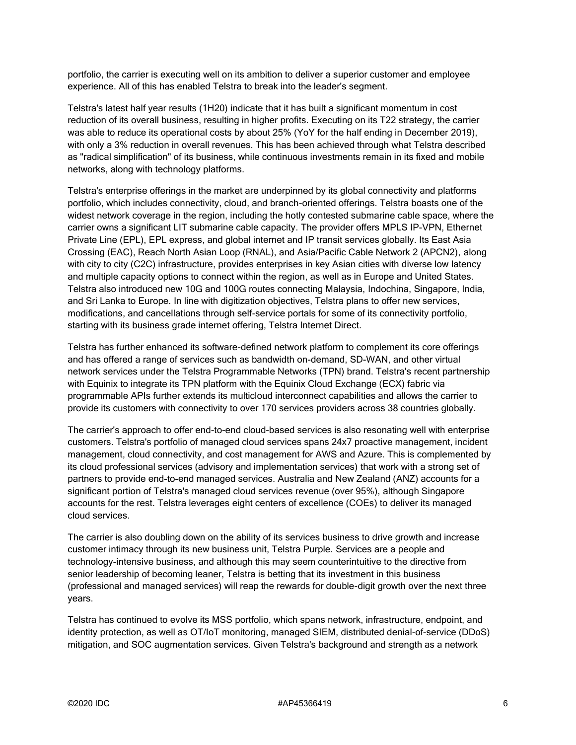portfolio, the carrier is executing well on its ambition to deliver a superior customer and employee experience. All of this has enabled Telstra to break into the leader's segment.

Telstra's latest half year results (1H20) indicate that it has built a significant momentum in cost reduction of its overall business, resulting in higher profits. Executing on its T22 strategy, the carrier was able to reduce its operational costs by about 25% (YoY for the half ending in December 2019), with only a 3% reduction in overall revenues. This has been achieved through what Telstra described as "radical simplification" of its business, while continuous investments remain in its fixed and mobile networks, along with technology platforms.

Telstra's enterprise offerings in the market are underpinned by its global connectivity and platforms portfolio, which includes connectivity, cloud, and branch-oriented offerings. Telstra boasts one of the widest network coverage in the region, including the hotly contested submarine cable space, where the carrier owns a significant LIT submarine cable capacity. The provider offers MPLS IP-VPN, Ethernet Private Line (EPL), EPL express, and global internet and IP transit services globally. Its East Asia Crossing (EAC), Reach North Asian Loop (RNAL), and Asia/Pacific Cable Network 2 (APCN2), along with city to city (C2C) infrastructure, provides enterprises in key Asian cities with diverse low latency and multiple capacity options to connect within the region, as well as in Europe and United States. Telstra also introduced new 10G and 100G routes connecting Malaysia, Indochina, Singapore, India, and Sri Lanka to Europe. In line with digitization objectives, Telstra plans to offer new services, modifications, and cancellations through self-service portals for some of its connectivity portfolio, starting with its business grade internet offering, Telstra Internet Direct.

Telstra has further enhanced its software-defined network platform to complement its core offerings and has offered a range of services such as bandwidth on-demand, SD-WAN, and other virtual network services under the Telstra Programmable Networks (TPN) brand. Telstra's recent partnership with Equinix to integrate its TPN platform with the Equinix Cloud Exchange (ECX) fabric via programmable APIs further extends its multicloud interconnect capabilities and allows the carrier to provide its customers with connectivity to over 170 services providers across 38 countries globally.

The carrier's approach to offer end-to-end cloud-based services is also resonating well with enterprise customers. Telstra's portfolio of managed cloud services spans 24x7 proactive management, incident management, cloud connectivity, and cost management for AWS and Azure. This is complemented by its cloud professional services (advisory and implementation services) that work with a strong set of partners to provide end-to-end managed services. Australia and New Zealand (ANZ) accounts for a significant portion of Telstra's managed cloud services revenue (over 95%), although Singapore accounts for the rest. Telstra leverages eight centers of excellence (COEs) to deliver its managed cloud services.

The carrier is also doubling down on the ability of its services business to drive growth and increase customer intimacy through its new business unit, Telstra Purple. Services are a people and technology-intensive business, and although this may seem counterintuitive to the directive from senior leadership of becoming leaner, Telstra is betting that its investment in this business (professional and managed services) will reap the rewards for double-digit growth over the next three years.

Telstra has continued to evolve its MSS portfolio, which spans network, infrastructure, endpoint, and identity protection, as well as OT/IoT monitoring, managed SIEM, distributed denial-of-service (DDoS) mitigation, and SOC augmentation services. Given Telstra's background and strength as a network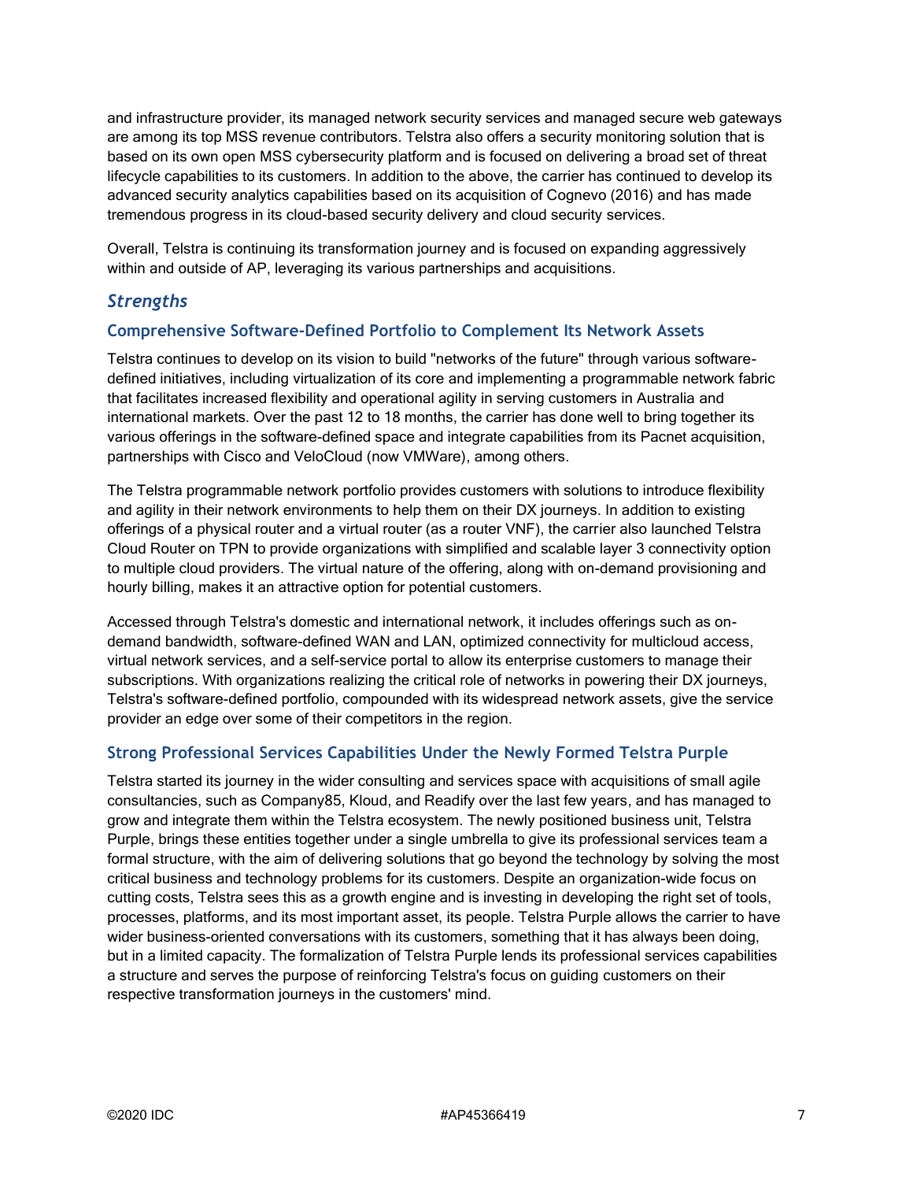and infrastructure provider, its managed network security services and managed secure web gateways are among its top MSS revenue contributors. Telstra also offers a security monitoring solution that is based on its own open MSS cybersecurity platform and is focused on delivering a broad set of threat lifecycle capabilities to its customers. In addition to the above, the carrier has continued to develop its advanced security analytics capabilities based on its acquisition of Cognevo (2016) and has made tremendous progress in its cloud-based security delivery and cloud security services.

Overall, Telstra is continuing its transformation journey and is focused on expanding aggressively within and outside of AP, leveraging its various partnerships and acquisitions.

## *Strengths*

### Comprehensive Software-Defined Portfolio to Complement Its Network Assets

Telstra continues to develop on its vision to build "networks of the future" through various software-defined initiatives, including virtualization of its core and implementing a programmable network fabric that facilitates increased flexibility and operational agility in serving customers in Australia and international markets. Over the past 12 to 18 months, the carrier has done well to bring together its various offerings in the software-defined space and integrate capabilities from its Pacnet acquisition, partnerships with Cisco and VeloCloud (now VMWare), among others.

The Telstra programmable network portfolio provides customers with solutions to introduce flexibility and agility in their network environments to help them on their DX journeys. In addition to existing offerings of a physical router and a virtual router (as a router VNF), the carrier also launched Telstra Cloud Router on TPN to provide organizations with simplified and scalable layer 3 connectivity option to multiple cloud providers. The virtual nature of the offering, along with on-demand provisioning and hourly billing, makes it an attractive option for potential customers.

Accessed through Telstra's domestic and international network, it includes offerings such as on-demand bandwidth, software-defined WAN and LAN, optimized connectivity for multicloud access, virtual network services, and a self-service portal to allow its enterprise customers to manage their subscriptions. With organizations realizing the critical role of networks in powering their DX journeys, Telstra's software-defined portfolio, compounded with its widespread network assets, give the service provider an edge over some of their competitors in the region.

### Strong Professional Services Capabilities Under the Newly Formed Telstra Purple

Telstra started its journey in the wider consulting and services space with acquisitions of small agile consultancies, such as Company85, Kloud, and Readify over the last few years, and has managed to grow and integrate them within the Telstra ecosystem. The newly positioned business unit, Telstra Purple, brings these entities together under a single umbrella to give its professional services team a formal structure, with the aim of delivering solutions that go beyond the technology by solving the most critical business and technology problems for its customers. Despite an organization-wide focus on cutting costs, Telstra sees this as a growth engine and is investing in developing the right set of tools, processes, platforms, and its most important asset, its people. Telstra Purple allows the carrier to have wider business-oriented conversations with its customers, something that it has always been doing, but in a limited capacity. The formalization of Telstra Purple lends its professional services capabilities a structure and serves the purpose of reinforcing Telstra's focus on guiding customers on their respective transformation journeys in the customers' mind.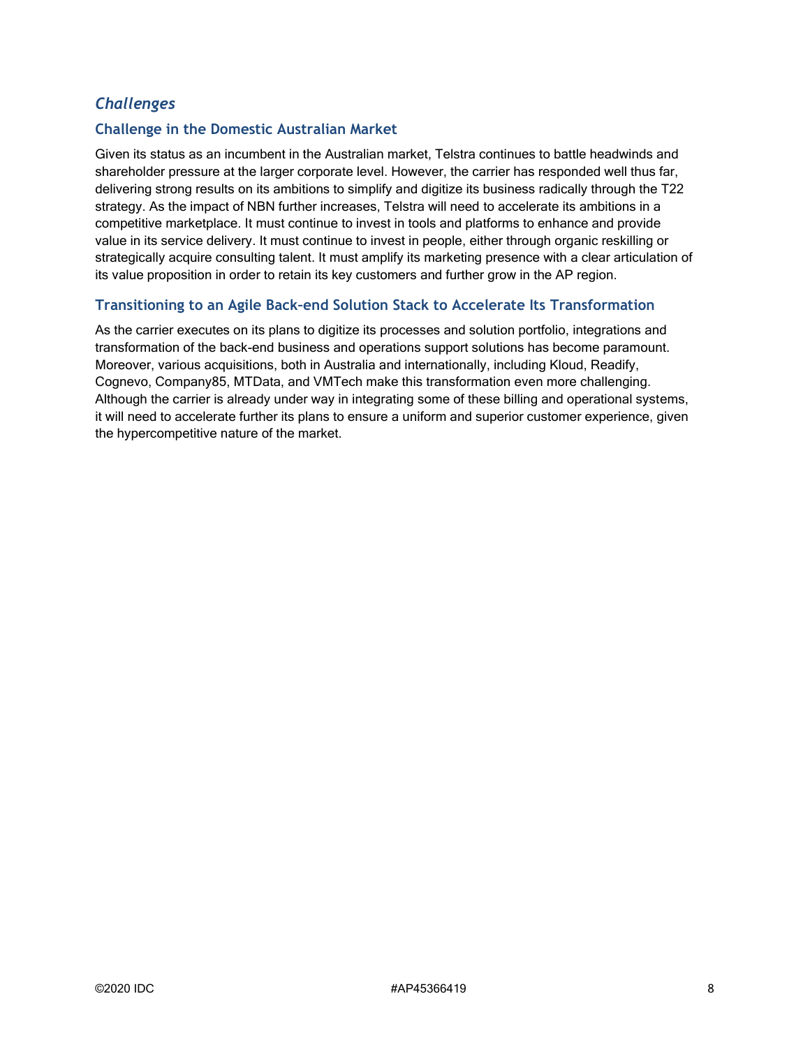### *Challenges*

#### Challenge in the Domestic Australian Market

Given its status as an incumbent in the Australian market, Telstra continues to battle headwinds and shareholder pressure at the larger corporate level. However, the carrier has responded well thus far, delivering strong results on its ambitions to simplify and digitize its business radically through the T22 strategy. As the impact of NBN further increases, Telstra will need to accelerate its ambitions in a competitive marketplace. It must continue to invest in tools and platforms to enhance and provide value in its service delivery. It must continue to invest in people, either through organic reskilling or strategically acquire consulting talent. It must amplify its marketing presence with a clear articulation of its value proposition in order to retain its key customers and further grow in the AP region.

#### Transitioning to an Agile Back-end Solution Stack to Accelerate Its Transformation

As the carrier executes on its plans to digitize its processes and solution portfolio, integrations and transformation of the back-end business and operations support solutions has become paramount. Moreover, various acquisitions, both in Australia and internationally, including Kloud, Readify, Cognevo, Company85, MTData, and VMTech make this transformation even more challenging. Although the carrier is already under way in integrating some of these billing and operational systems, it will need to accelerate further its plans to ensure a uniform and superior customer experience, given the hypercompetitive nature of the market.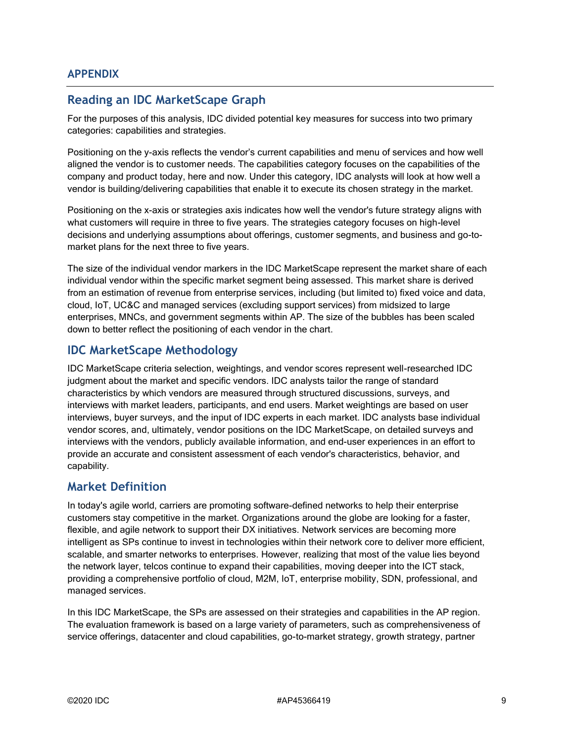## APPENDIX

## Reading an IDC MarketScape Graph

For the purposes of this analysis, IDC divided potential key measures for success into two primary categories: capabilities and strategies.

Positioning on the y-axis reflects the vendor's current capabilities and menu of services and how well aligned the vendor is to customer needs. The capabilities category focuses on the capabilities of the company and product today, here and now. Under this category, IDC analysts will look at how well a vendor is building/delivering capabilities that enable it to execute its chosen strategy in the market.

Positioning on the x-axis or strategies axis indicates how well the vendor's future strategy aligns with what customers will require in three to five years. The strategies category focuses on high-level decisions and underlying assumptions about offerings, customer segments, and business and go-to-market plans for the next three to five years.

The size of the individual vendor markers in the IDC MarketScape represent the market share of each individual vendor within the specific market segment being assessed. This market share is derived from an estimation of revenue from enterprise services, including (but limited to) fixed voice and data, cloud, IoT, UC&C and managed services (excluding support services) from midsized to large enterprises, MNCs, and government segments within AP. The size of the bubbles has been scaled down to better reflect the positioning of each vendor in the chart.

## IDC MarketScape Methodology

IDC MarketScape criteria selection, weightings, and vendor scores represent well-researched IDC judgment about the market and specific vendors. IDC analysts tailor the range of standard characteristics by which vendors are measured through structured discussions, surveys, and interviews with market leaders, participants, and end users. Market weightings are based on user interviews, buyer surveys, and the input of IDC experts in each market. IDC analysts base individual vendor scores, and, ultimately, vendor positions on the IDC MarketScape, on detailed surveys and interviews with the vendors, publicly available information, and end-user experiences in an effort to provide an accurate and consistent assessment of each vendor's characteristics, behavior, and capability.

## Market Definition

In today's agile world, carriers are promoting software-defined networks to help their enterprise customers stay competitive in the market. Organizations around the globe are looking for a faster, flexible, and agile network to support their DX initiatives. Network services are becoming more intelligent as SPs continue to invest in technologies within their network core to deliver more efficient, scalable, and smarter networks to enterprises. However, realizing that most of the value lies beyond the network layer, telcos continue to expand their capabilities, moving deeper into the ICT stack, providing a comprehensive portfolio of cloud, M2M, IoT, enterprise mobility, SDN, professional, and managed services.

In this IDC MarketScape, the SPs are assessed on their strategies and capabilities in the AP region. The evaluation framework is based on a large variety of parameters, such as comprehensiveness of service offerings, datacenter and cloud capabilities, go-to-market strategy, growth strategy, partner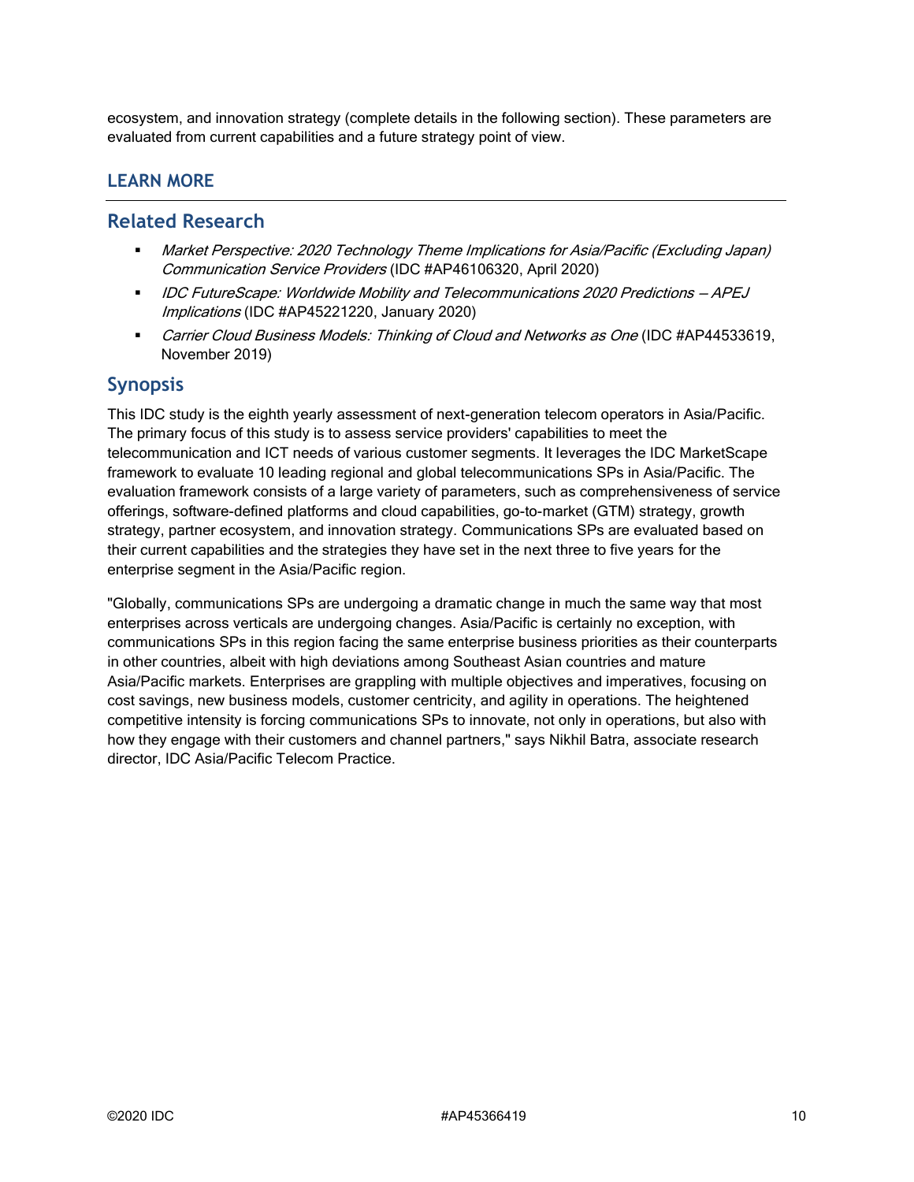ecosystem, and innovation strategy (complete details in the following section). These parameters are evaluated from current capabilities and a future strategy point of view.

## LEARN MORE

### Related Research

- *Market Perspective: 2020 Technology Theme Implications for Asia/Pacific (Excluding Japan) Communication Service Providers* (IDC #AP46106320, April 2020)
- *IDC FutureScape: Worldwide Mobility and Telecommunications 2020 Predictions — APEJ Implications* (IDC #AP45221220, January 2020)
- *Carrier Cloud Business Models: Thinking of Cloud and Networks as One* (IDC #AP44533619, November 2019)

### Synopsis

This IDC study is the eighth yearly assessment of next-generation telecom operators in Asia/Pacific. The primary focus of this study is to assess service providers' capabilities to meet the telecommunication and ICT needs of various customer segments. It leverages the IDC MarketScape framework to evaluate 10 leading regional and global telecommunications SPs in Asia/Pacific. The evaluation framework consists of a large variety of parameters, such as comprehensiveness of service offerings, software-defined platforms and cloud capabilities, go-to-market (GTM) strategy, growth strategy, partner ecosystem, and innovation strategy. Communications SPs are evaluated based on their current capabilities and the strategies they have set in the next three to five years for the enterprise segment in the Asia/Pacific region.

"Globally, communications SPs are undergoing a dramatic change in much the same way that most enterprises across verticals are undergoing changes. Asia/Pacific is certainly no exception, with communications SPs in this region facing the same enterprise business priorities as their counterparts in other countries, albeit with high deviations among Southeast Asian countries and mature Asia/Pacific markets. Enterprises are grappling with multiple objectives and imperatives, focusing on cost savings, new business models, customer centricity, and agility in operations. The heightened competitive intensity is forcing communications SPs to innovate, not only in operations, but also with how they engage with their customers and channel partners," says Nikhil Batra, associate research director, IDC Asia/Pacific Telecom Practice.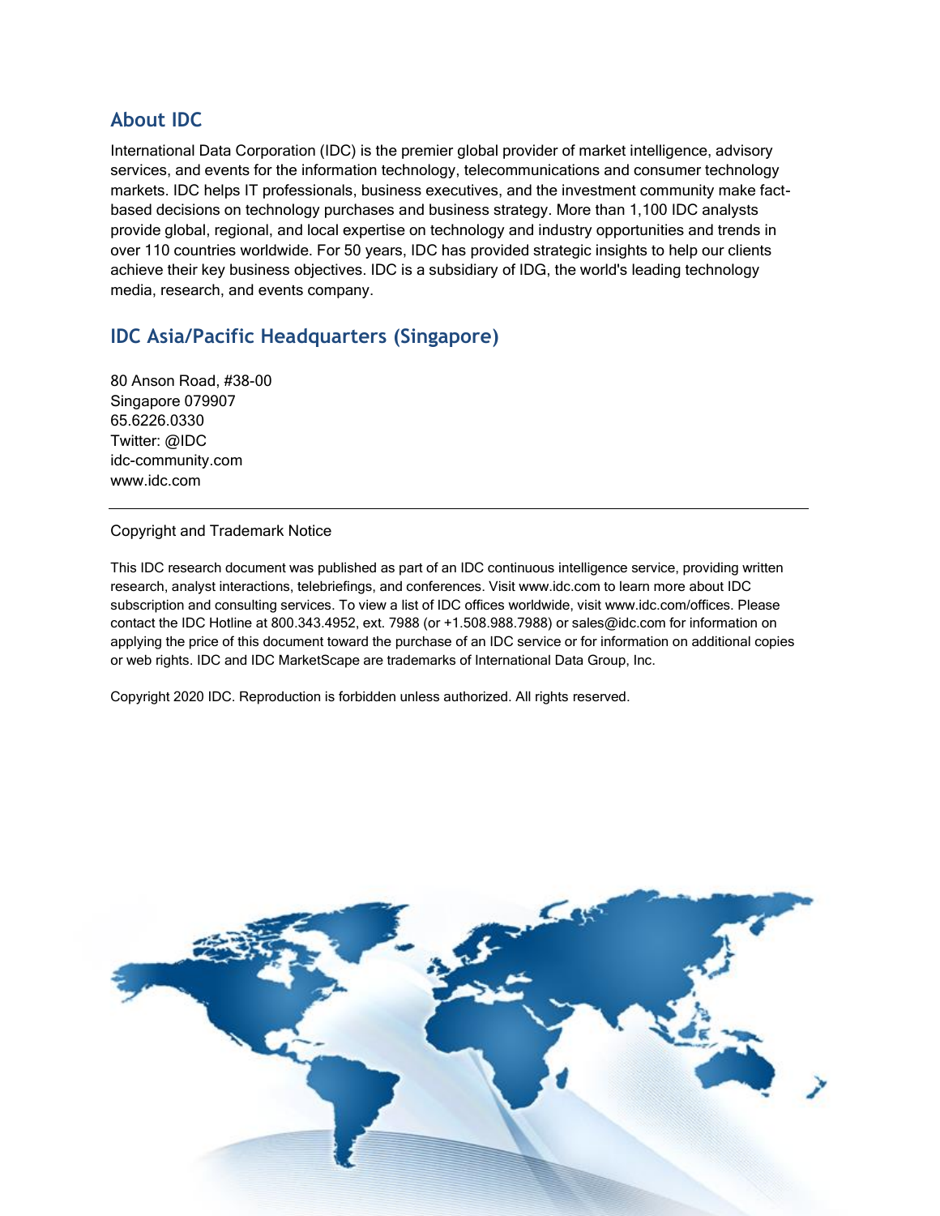## About IDC

International Data Corporation (IDC) is the premier global provider of market intelligence, advisory services, and events for the information technology, telecommunications and consumer technology markets. IDC helps IT professionals, business executives, and the investment community make fact-based decisions on technology purchases and business strategy. More than 1,100 IDC analysts provide global, regional, and local expertise on technology and industry opportunities and trends in over 110 countries worldwide. For 50 years, IDC has provided strategic insights to help our clients achieve their key business objectives. IDC is a subsidiary of IDG, the world's leading technology media, research, and events company.

## IDC Asia/Pacific Headquarters (Singapore)

80 Anson Road, #38-00
Singapore 079907
65.6226.0330
Twitter: @IDC
idc-community.com
www.idc.com

---

Copyright and Trademark Notice

This IDC research document was published as part of an IDC continuous intelligence service, providing written research, analyst interactions, telebriefings, and conferences. Visit www.idc.com to learn more about IDC subscription and consulting services. To view a list of IDC offices worldwide, visit www.idc.com/offices. Please contact the IDC Hotline at 800.343.4952, ext. 7988 (or +1.508.988.7988) or sales@idc.com for information on applying the price of this document toward the purchase of an IDC service or for information on additional copies or web rights. IDC and IDC MarketScape are trademarks of International Data Group, Inc.

Copyright 2020 IDC. Reproduction is forbidden unless authorized. All rights reserved.